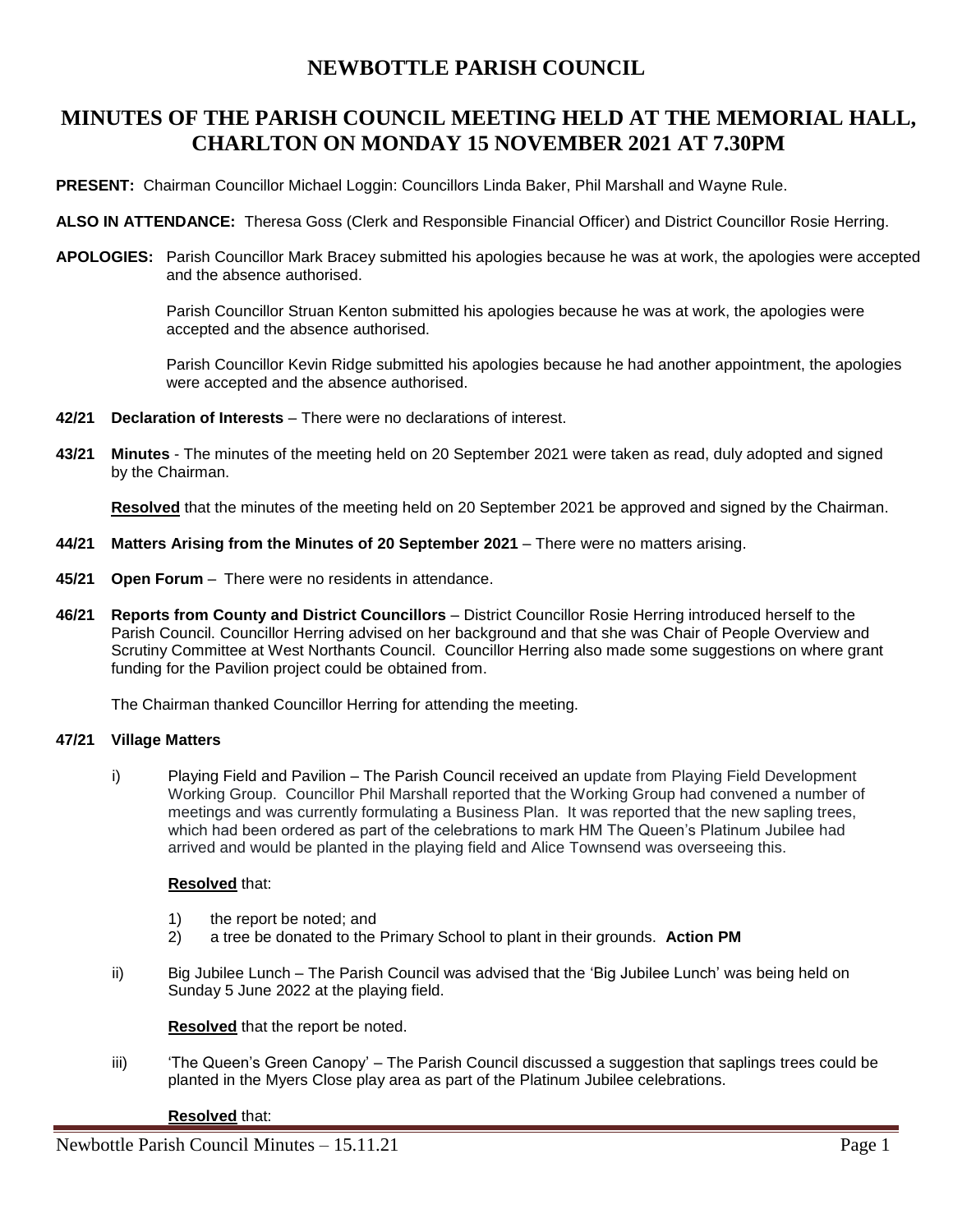# NEWBOTTLE PARISH COUNCIL

## MINUTES OF THE PARISH COUNCIL MEETING HELD AT THE MEMORIAL HALL, CHARLTON ON MONDAY 15 NOVEMBER 2021 AT 7.30PM

**PRESENT:** Chairman Councillor Michael Loggin: Councillors Linda Baker, Phil Marshall and Wayne Rule.

**ALSO IN ATTENDANCE:** Theresa Goss (Clerk and Responsible Financial Officer) and District Councillor Rosie Herring.

**APOLOGIES:** Parish Councillor Mark Bracey submitted his apologies because he was at work, the apologies were accepted and the absence authorised.

Parish Councillor Struan Kenton submitted his apologies because he was at work, the apologies were accepted and the absence authorised.

Parish Councillor Kevin Ridge submitted his apologies because he had another appointment, the apologies were accepted and the absence authorised.

**42/21 Declaration of Interests** – There were no declarations of interest.

**43/21 Minutes** - The minutes of the meeting held on 20 September 2021 were taken as read, duly adopted and signed by the Chairman.

**Resolved** that the minutes of the meeting held on 20 September 2021 be approved and signed by the Chairman.

**44/21 Matters Arising from the Minutes of 20 September 2021** – There were no matters arising.

**45/21 Open Forum** – There were no residents in attendance.

**46/21 Reports from County and District Councillors** – District Councillor Rosie Herring introduced herself to the Parish Council. Councillor Herring advised on her background and that she was Chair of People Overview and Scrutiny Committee at West Northants Council. Councillor Herring also made some suggestions on where grant funding for the Pavilion project could be obtained from.

The Chairman thanked Councillor Herring for attending the meeting.

**47/21 Village Matters**

i) Playing Field and Pavilion – The Parish Council received an update from Playing Field Development Working Group. Councillor Phil Marshall reported that the Working Group had convened a number of meetings and was currently formulating a Business Plan. It was reported that the new sapling trees, which had been ordered as part of the celebrations to mark HM The Queen's Platinum Jubilee had arrived and would be planted in the playing field and Alice Townsend was overseeing this.

**Resolved** that:

1) the report be noted; and
2) a tree be donated to the Primary School to plant in their grounds. **Action PM**

ii) Big Jubilee Lunch – The Parish Council was advised that the 'Big Jubilee Lunch' was being held on Sunday 5 June 2022 at the playing field.

**Resolved** that the report be noted.

iii) 'The Queen's Green Canopy' – The Parish Council discussed a suggestion that saplings trees could be planted in the Myers Close play area as part of the Platinum Jubilee celebrations.

**Resolved** that: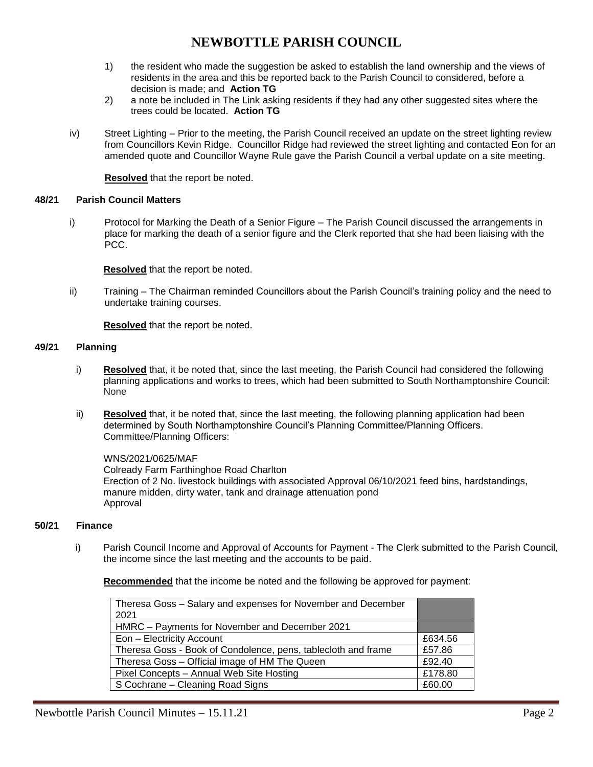# NEWBOTTLE PARISH COUNCIL

1) the resident who made the suggestion be asked to establish the land ownership and the views of residents in the area and this be reported back to the Parish Council to considered, before a decision is made; and **Action TG**
2) a note be included in The Link asking residents if they had any other suggested sites where the trees could be located. **Action TG**

iv) Street Lighting – Prior to the meeting, the Parish Council received an update on the street lighting review from Councillors Kevin Ridge. Councillor Ridge had reviewed the street lighting and contacted Eon for an amended quote and Councillor Wayne Rule gave the Parish Council a verbal update on a site meeting.

**Resolved** that the report be noted.

### 48/21 Parish Council Matters

i) Protocol for Marking the Death of a Senior Figure – The Parish Council discussed the arrangements in place for marking the death of a senior figure and the Clerk reported that she had been liaising with the PCC.

**Resolved** that the report be noted.

ii) Training – The Chairman reminded Councillors about the Parish Council's training policy and the need to undertake training courses.

**Resolved** that the report be noted.

### 49/21 Planning

i) **Resolved** that, it be noted that, since the last meeting, the Parish Council had considered the following planning applications and works to trees, which had been submitted to South Northamptonshire Council: None

ii) **Resolved** that, it be noted that, since the last meeting, the following planning application had been determined by South Northamptonshire Council's Planning Committee/Planning Officers. Committee/Planning Officers:

WNS/2021/0625/MAF
Colready Farm Farthinghoe Road Charlton
Erection of 2 No. livestock buildings with associated Approval 06/10/2021 feed bins, hardstandings, manure midden, dirty water, tank and drainage attenuation pond
Approval

### 50/21 Finance

i) Parish Council Income and Approval of Accounts for Payment - The Clerk submitted to the Parish Council, the income since the last meeting and the accounts to be paid.

**Recommended** that the income be noted and the following be approved for payment:

| | |
|---|---|
| Theresa Goss – Salary and expenses for November and December 2021 | |
| HMRC – Payments for November and December 2021 | |
| Eon – Electricity Account | £634.56 |
| Theresa Goss - Book of Condolence, pens, tablecloth and frame | £57.86 |
| Theresa Goss – Official image of HM The Queen | £92.40 |
| Pixel Concepts – Annual Web Site Hosting | £178.80 |
| S Cochrane – Cleaning Road Signs | £60.00 |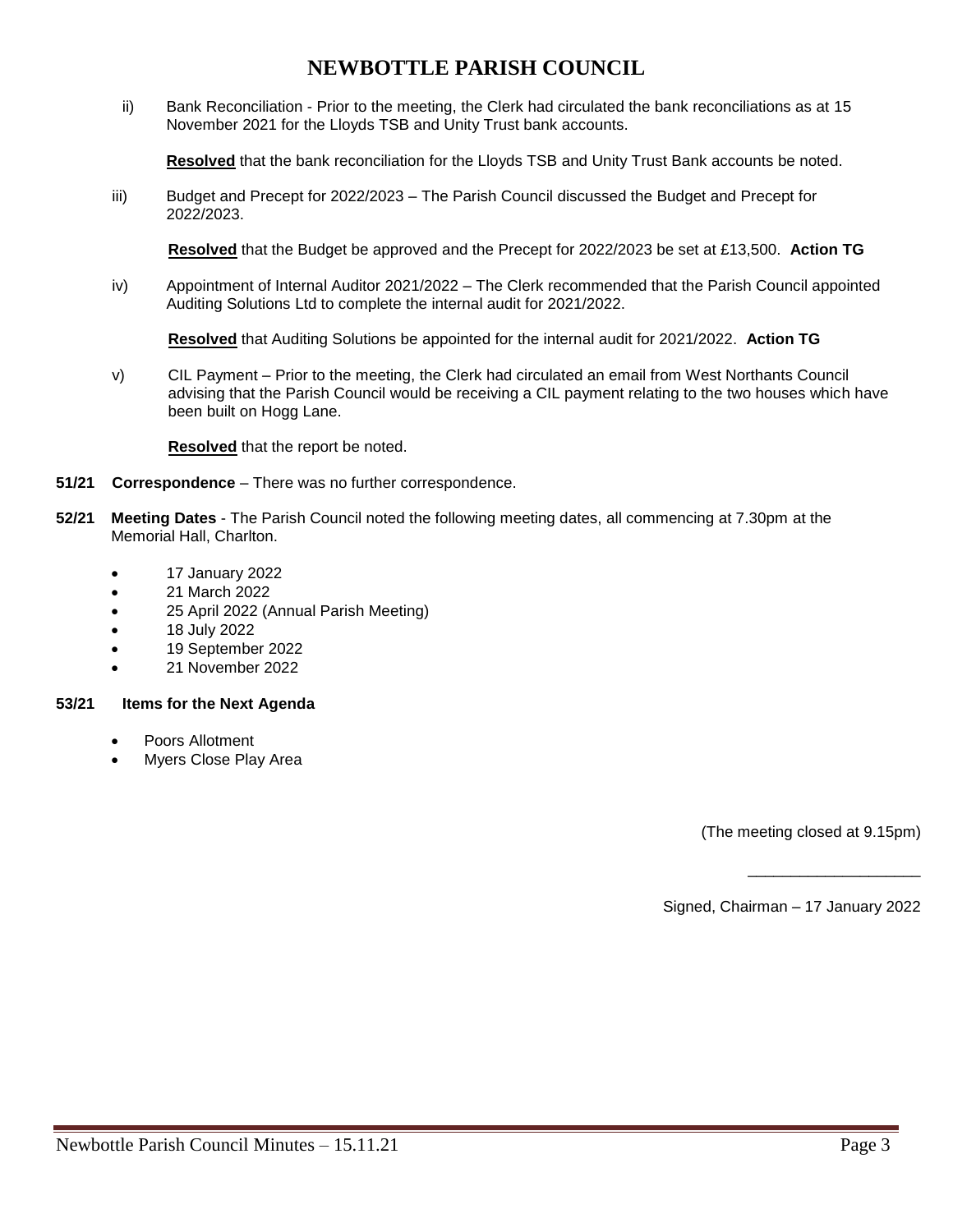# NEWBOTTLE PARISH COUNCIL

ii) Bank Reconciliation - Prior to the meeting, the Clerk had circulated the bank reconciliations as at 15 November 2021 for the Lloyds TSB and Unity Trust bank accounts.

**Resolved** that the bank reconciliation for the Lloyds TSB and Unity Trust Bank accounts be noted.

iii) Budget and Precept for 2022/2023 – The Parish Council discussed the Budget and Precept for 2022/2023.

**Resolved** that the Budget be approved and the Precept for 2022/2023 be set at £13,500. **Action TG**

iv) Appointment of Internal Auditor 2021/2022 – The Clerk recommended that the Parish Council appointed Auditing Solutions Ltd to complete the internal audit for 2021/2022.

**Resolved** that Auditing Solutions be appointed for the internal audit for 2021/2022. **Action TG**

v) CIL Payment – Prior to the meeting, the Clerk had circulated an email from West Northants Council advising that the Parish Council would be receiving a CIL payment relating to the two houses which have been built on Hogg Lane.

**Resolved** that the report be noted.

**51/21 Correspondence** – There was no further correspondence.

**52/21 Meeting Dates** - The Parish Council noted the following meeting dates, all commencing at 7.30pm at the Memorial Hall, Charlton.

- 17 January 2022
- 21 March 2022
- 25 April 2022 (Annual Parish Meeting)
- 18 July 2022
- 19 September 2022
- 21 November 2022

**53/21 Items for the Next Agenda**

- Poors Allotment
- Myers Close Play Area

(The meeting closed at 9.15pm)

____________________

Signed, Chairman – 17 January 2022